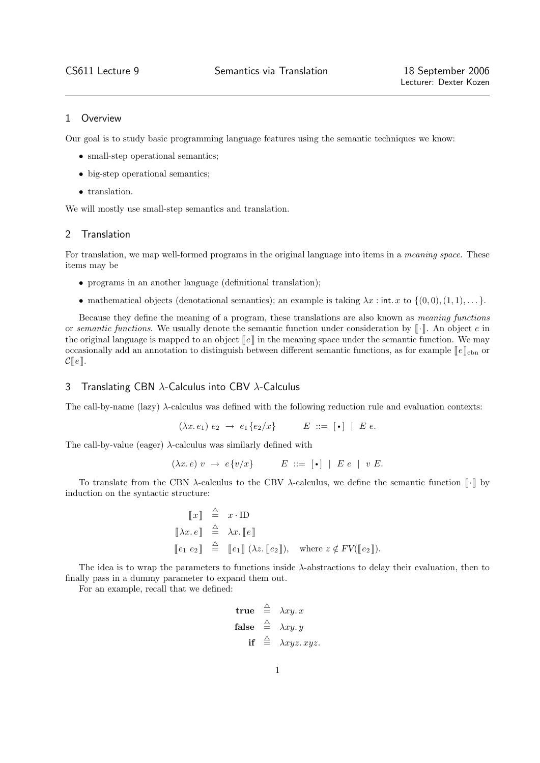CS611 Lecture 9 — Semantics via Translation — 18 September 2006

Lecturer: Dexter Kozen

## 1 Overview

Our goal is to study basic programming language features using the semantic techniques we know:

- small-step operational semantics;
- big-step operational semantics;
- translation.

We will mostly use small-step semantics and translation.

## 2 Translation

For translation, we map well-formed programs in the original language into items in a *meaning space*. These items may be

- programs in an another language (definitional translation);
- mathematical objects (denotational semantics); an example is taking $\lambda x : \mathsf{int}.\, x$ to $\{(0,0),(1,1),\ldots\}$.

Because they define the meaning of a program, these translations are also known as *meaning functions* or *semantic functions*. We usually denote the semantic function under consideration by $[\![\cdot]\!]$. An object $e$ in the original language is mapped to an object $[\![e]\!]$ in the meaning space under the semantic function. We may occasionally add an annotation to distinguish between different semantic functions, as for example $[\![e]\!]_{\mathrm{cbn}}$ or $\mathcal{C}[\![e]\!]$.

## 3 Translating CBN $\lambda$-Calculus into CBV $\lambda$-Calculus

The call-by-name (lazy) $\lambda$-calculus was defined with the following reduction rule and evaluation contexts:

$$(\lambda x.\, e_1)\ e_2 \ \rightarrow\ e_1\{e_2/x\} \qquad E\ ::=\ [\bullet]\ \mid\ E\ e.$$

The call-by-value (eager) $\lambda$-calculus was similarly defined with

$$(\lambda x.\, e)\ v\ \rightarrow\ e\{v/x\} \qquad E\ ::=\ [\bullet]\ \mid\ E\ e\ \mid\ v\ E.$$

To translate from the CBN $\lambda$-calculus to the CBV $\lambda$-calculus, we define the semantic function $[\![\cdot]\!]$ by induction on the syntactic structure:

$$\begin{aligned}
[\![x]\!] &\stackrel{\triangle}{=} x \cdot \mathrm{ID} \\
[\![\lambda x.\, e]\!] &\stackrel{\triangle}{=} \lambda x.\, [\![e]\!] \\
[\![e_1\ e_2]\!] &\stackrel{\triangle}{=} [\![e_1]\!]\ (\lambda z.\, [\![e_2]\!]), \quad \text{where } z \notin FV([\![e_2]\!]).
\end{aligned}$$

The idea is to wrap the parameters to functions inside $\lambda$-abstractions to delay their evaluation, then to finally pass in a dummy parameter to expand them out.

For an example, recall that we defined:

$$\begin{aligned}
\textbf{true} &\stackrel{\triangle}{=} \lambda xy.\, x \\
\textbf{false} &\stackrel{\triangle}{=} \lambda xy.\, y \\
\textbf{if} &\stackrel{\triangle}{=} \lambda xyz.\, xyz.
\end{aligned}$$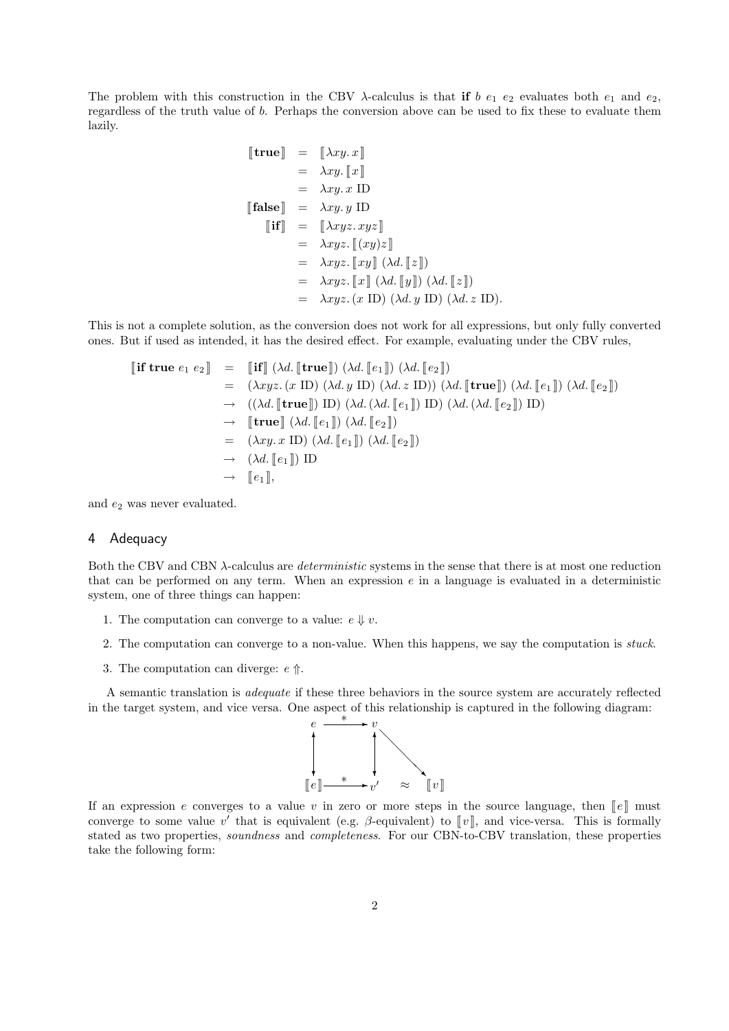The problem with this construction in the CBV $\lambda$-calculus is that **if** $b\ e_1\ e_2$ evaluates both $e_1$ and $e_2$, regardless of the truth value of $b$. Perhaps the conversion above can be used to fix these to evaluate them lazily.

$$
\begin{aligned}
[\![\mathbf{true}]\!] &= [\![\lambda xy.\, x]\!] \\
&= \lambda xy.\, [\![x]\!] \\
&= \lambda xy.\, x \text{ ID} \\
[\![\mathbf{false}]\!] &= \lambda xy.\, y \text{ ID} \\
[\![\mathbf{if}]\!] &= [\![\lambda xyz.\, xyz]\!] \\
&= \lambda xyz.\, [\![(xy)z]\!] \\
&= \lambda xyz.\, [\![xy]\!]\ (\lambda d.\, [\![z]\!]) \\
&= \lambda xyz.\, [\![x]\!]\ (\lambda d.\, [\![y]\!])\ (\lambda d.\, [\![z]\!]) \\
&= \lambda xyz.\, (x \text{ ID})\ (\lambda d.\, y \text{ ID})\ (\lambda d.\, z \text{ ID}).
\end{aligned}
$$

This is not a complete solution, as the conversion does not work for all expressions, but only fully converted ones. But if used as intended, it has the desired effect. For example, evaluating under the CBV rules,

$$
\begin{aligned}
[\![\mathbf{if}\ \mathbf{true}\ e_1\ e_2]\!] &= [\![\mathbf{if}]\!]\ (\lambda d.\, [\![\mathbf{true}]\!])\ (\lambda d.\, [\![e_1]\!])\ (\lambda d.\, [\![e_2]\!]) \\
&= (\lambda xyz.\, (x \text{ ID})\ (\lambda d.\, y \text{ ID})\ (\lambda d.\, z \text{ ID}))\ (\lambda d.\, [\![\mathbf{true}]\!])\ (\lambda d.\, [\![e_1]\!])\ (\lambda d.\, [\![e_2]\!]) \\
&\to ((\lambda d.\, [\![\mathbf{true}]\!]) \text{ ID})\ (\lambda d.\, (\lambda d.\, [\![e_1]\!]) \text{ ID})\ (\lambda d.\, (\lambda d.\, [\![e_2]\!]) \text{ ID}) \\
&\to [\![\mathbf{true}]\!]\ (\lambda d.\, [\![e_1]\!])\ (\lambda d.\, [\![e_2]\!]) \\
&= (\lambda xy.\, x \text{ ID})\ (\lambda d.\, [\![e_1]\!])\ (\lambda d.\, [\![e_2]\!]) \\
&\to (\lambda d.\, [\![e_1]\!]) \text{ ID} \\
&\to [\![e_1]\!],
\end{aligned}
$$

and $e_2$ was never evaluated.

## 4 Adequacy

Both the CBV and CBN $\lambda$-calculus are *deterministic* systems in the sense that there is at most one reduction that can be performed on any term. When an expression $e$ in a language is evaluated in a deterministic system, one of three things can happen:

1. The computation can converge to a value: $e \Downarrow v$.
2. The computation can converge to a non-value. When this happens, we say the computation is *stuck*.
3. The computation can diverge: $e \Uparrow$.

A semantic translation is *adequate* if these three behaviors in the source system are accurately reflected in the target system, and vice versa. One aspect of this relationship is captured in the following diagram:

$$
\begin{array}{ccccc}
e & \xrightarrow{\ *\ } & v & & \\
\updownarrow & & \updownarrow & \searrow & \\
[\![e]\!] & \xrightarrow{\ *\ } & v' & \approx & [\![v]\!]
\end{array}
$$

If an expression $e$ converges to a value $v$ in zero or more steps in the source language, then $[\![e]\!]$ must converge to some value $v'$ that is equivalent (e.g. $\beta$-equivalent) to $[\![v]\!]$, and vice-versa. This is formally stated as two properties, *soundness* and *completeness*. For our CBN-to-CBV translation, these properties take the following form: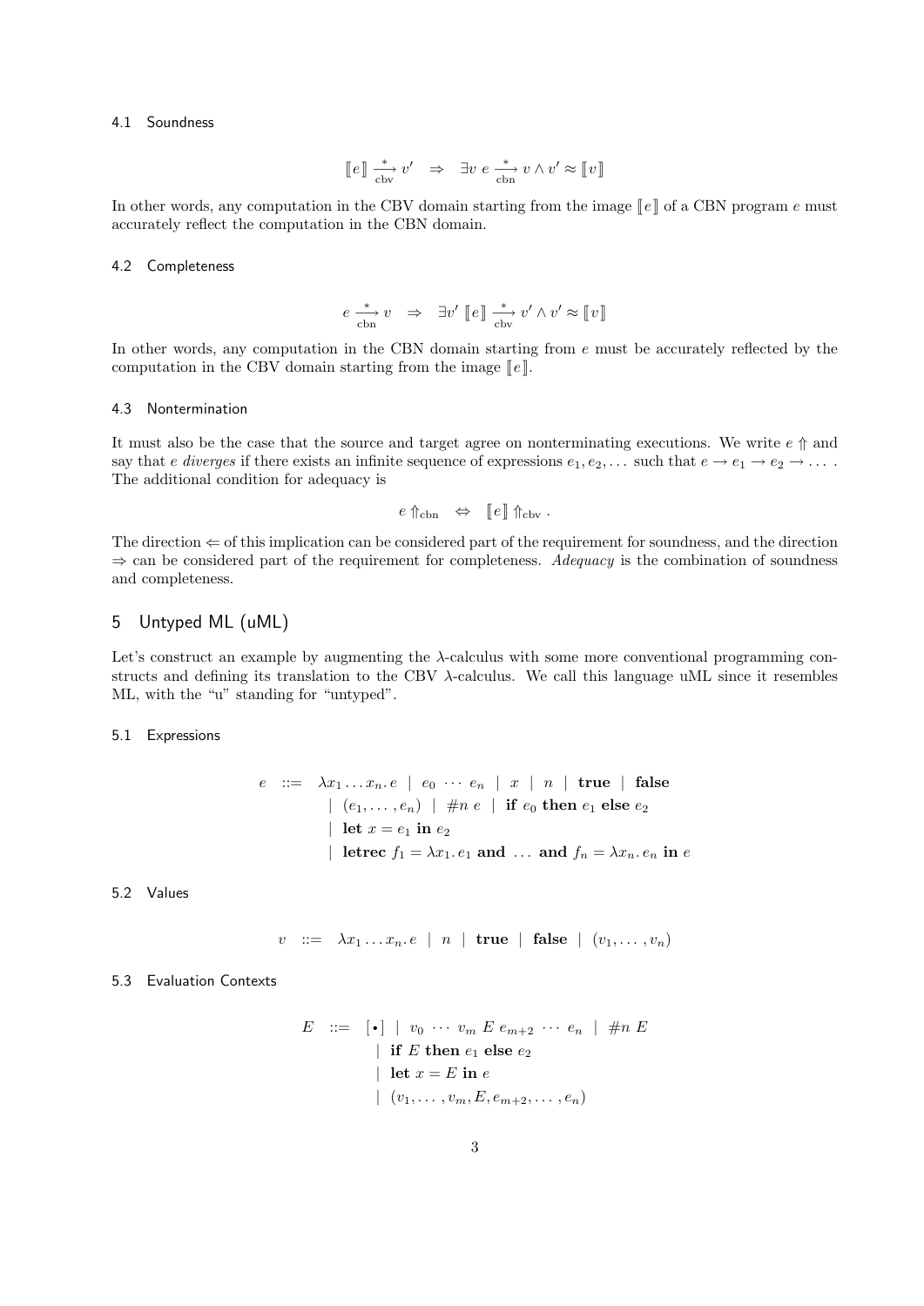### 4.1 Soundness

$$[\![e]\!] \xrightarrow[\text{cbv}]{*} v' \quad \Rightarrow \quad \exists v \; e \xrightarrow[\text{cbn}]{*} v \wedge v' \approx [\![v]\!]$$

In other words, any computation in the CBV domain starting from the image $[\![e]\!]$ of a CBN program $e$ must accurately reflect the computation in the CBN domain.

### 4.2 Completeness

$$e \xrightarrow[\text{cbn}]{*} v \quad \Rightarrow \quad \exists v' \; [\![e]\!] \xrightarrow[\text{cbv}]{*} v' \wedge v' \approx [\![v]\!]$$

In other words, any computation in the CBN domain starting from $e$ must be accurately reflected by the computation in the CBV domain starting from the image $[\![e]\!]$.

### 4.3 Nontermination

It must also be the case that the source and target agree on nonterminating executions. We write $e \Uparrow$ and say that $e$ *diverges* if there exists an infinite sequence of expressions $e_1, e_2, \ldots$ such that $e \rightarrow e_1 \rightarrow e_2 \rightarrow \ldots$ . The additional condition for adequacy is

$$e \Uparrow_{\text{cbn}} \quad \Leftrightarrow \quad [\![e]\!] \Uparrow_{\text{cbv}} .$$

The direction $\Leftarrow$ of this implication can be considered part of the requirement for soundness, and the direction $\Rightarrow$ can be considered part of the requirement for completeness. *Adequacy* is the combination of soundness and completeness.

## 5 Untyped ML (uML)

Let's construct an example by augmenting the $\lambda$-calculus with some more conventional programming constructs and defining its translation to the CBV $\lambda$-calculus. We call this language uML since it resembles ML, with the "u" standing for "untyped".

### 5.1 Expressions

$$\begin{aligned}
e \quad ::= \quad & \lambda x_1 \ldots x_n.\, e \;\mid\; e_0 \,\cdots\, e_n \;\mid\; x \;\mid\; n \;\mid\; \textbf{true} \;\mid\; \textbf{false} \\
& \mid\; (e_1, \ldots, e_n) \;\mid\; \#n\; e \;\mid\; \textbf{if } e_0 \textbf{ then } e_1 \textbf{ else } e_2 \\
& \mid\; \textbf{let } x = e_1 \textbf{ in } e_2 \\
& \mid\; \textbf{letrec } f_1 = \lambda x_1.\, e_1 \textbf{ and } \ldots \textbf{ and } f_n = \lambda x_n.\, e_n \textbf{ in } e
\end{aligned}$$

### 5.2 Values

$$v \quad ::= \quad \lambda x_1 \ldots x_n.\, e \;\mid\; n \;\mid\; \textbf{true} \;\mid\; \textbf{false} \;\mid\; (v_1, \ldots, v_n)$$

### 5.3 Evaluation Contexts

$$\begin{aligned}
E \quad ::= \quad & [\bullet] \;\mid\; v_0 \,\cdots\, v_m \; E \; e_{m+2} \,\cdots\, e_n \;\mid\; \#n\; E \\
& \mid\; \textbf{if } E \textbf{ then } e_1 \textbf{ else } e_2 \\
& \mid\; \textbf{let } x = E \textbf{ in } e \\
& \mid\; (v_1, \ldots, v_m, E, e_{m+2}, \ldots, e_n)
\end{aligned}$$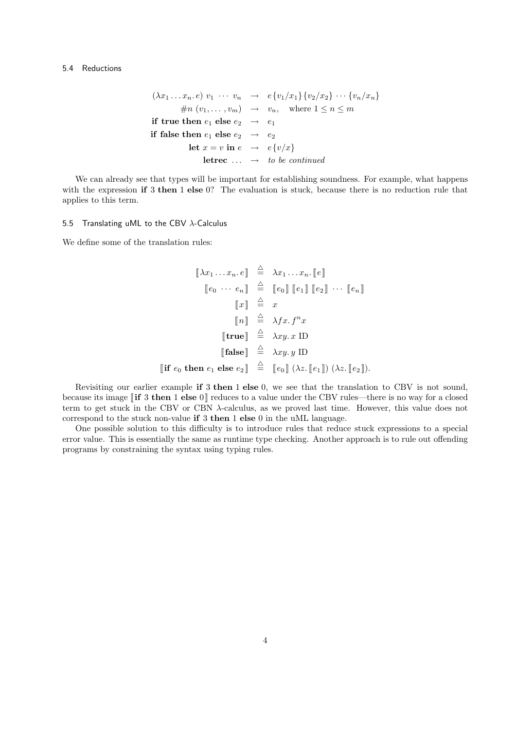### 5.4 Reductions

$$
\begin{array}{rcl}
(\lambda x_1 \ldots x_n.\, e)\ v_1\ \cdots\ v_n & \rightarrow & e\{v_1/x_1\}\{v_2/x_2\}\cdots\{v_n/x_n\} \\
\#n\ (v_1, \ldots, v_m) & \rightarrow & v_n, \quad \text{where } 1 \le n \le m \\
\textbf{if true then } e_1 \textbf{ else } e_2 & \rightarrow & e_1 \\
\textbf{if false then } e_1 \textbf{ else } e_2 & \rightarrow & e_2 \\
\textbf{let } x = v \textbf{ in } e & \rightarrow & e\{v/x\} \\
\textbf{letrec } \ldots & \rightarrow & \textit{to be continued}
\end{array}
$$

We can already see that types will be important for establishing soundness. For example, what happens with the expression **if** 3 **then** 1 **else** 0? The evaluation is stuck, because there is no reduction rule that applies to this term.

### 5.5 Translating uML to the CBV $\lambda$-Calculus

We define some of the translation rules:

$$
\begin{array}{rcl}
[\![\lambda x_1 \ldots x_n.\, e]\!] & \triangleq & \lambda x_1 \ldots x_n.\, [\![e]\!] \\
[\![e_0\ \cdots\ e_n]\!] & \triangleq & [\![e_0]\!]\ [\![e_1]\!]\ [\![e_2]\!]\ \cdots\ [\![e_n]\!] \\
[\![x]\!] & \triangleq & x \\
[\![n]\!] & \triangleq & \lambda f x.\, f^n x \\
[\![\textbf{true}]\!] & \triangleq & \lambda xy.\, x\ \mathrm{ID} \\
[\![\textbf{false}]\!] & \triangleq & \lambda xy.\, y\ \mathrm{ID} \\
[\![\textbf{if } e_0 \textbf{ then } e_1 \textbf{ else } e_2]\!] & \triangleq & [\![e_0]\!]\ (\lambda z.\, [\![e_1]\!])\ (\lambda z.\, [\![e_2]\!]).
\end{array}
$$

Revisiting our earlier example **if** 3 **then** 1 **else** 0, we see that the translation to CBV is not sound, because its image $[\![\textbf{if } 3 \textbf{ then } 1 \textbf{ else } 0]\!]$ reduces to a value under the CBV rules—there is no way for a closed term to get stuck in the CBV or CBN $\lambda$-calculus, as we proved last time. However, this value does not correspond to the stuck non-value **if** 3 **then** 1 **else** 0 in the uML language.

One possible solution to this difficulty is to introduce rules that reduce stuck expressions to a special error value. This is essentially the same as runtime type checking. Another approach is to rule out offending programs by constraining the syntax using typing rules.